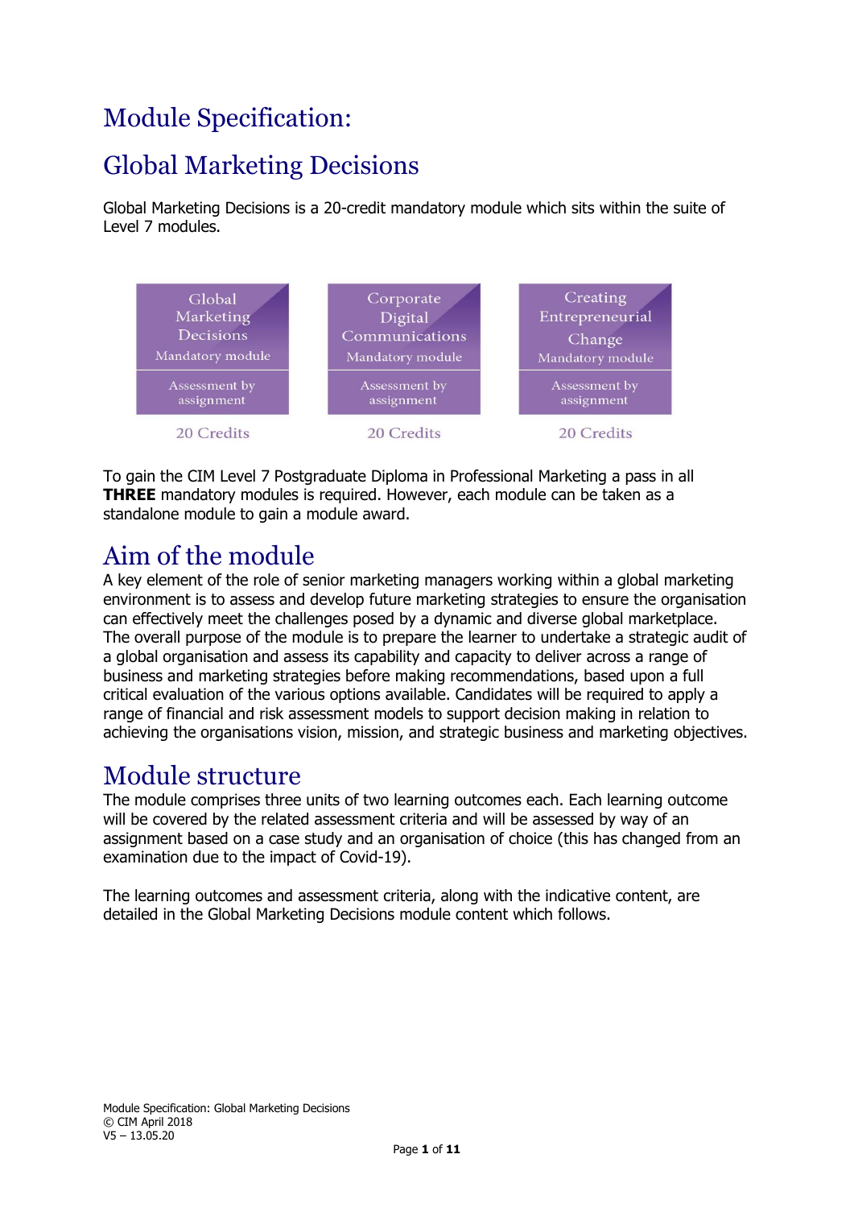# Module Specification:

# Global Marketing Decisions

Global Marketing Decisions is a 20-credit mandatory module which sits within the suite of Level 7 modules.

| Global Marketing Decisions | Corporate Digital Communications | Creating Entrepreneurial Change |
| --- | --- | --- |
| Mandatory module | Mandatory module | Mandatory module |
| Assessment by assignment | Assessment by assignment | Assessment by assignment |
| 20 Credits | 20 Credits | 20 Credits |

To gain the CIM Level 7 Postgraduate Diploma in Professional Marketing a pass in all **THREE** mandatory modules is required. However, each module can be taken as a standalone module to gain a module award.

## Aim of the module

A key element of the role of senior marketing managers working within a global marketing environment is to assess and develop future marketing strategies to ensure the organisation can effectively meet the challenges posed by a dynamic and diverse global marketplace. The overall purpose of the module is to prepare the learner to undertake a strategic audit of a global organisation and assess its capability and capacity to deliver across a range of business and marketing strategies before making recommendations, based upon a full critical evaluation of the various options available. Candidates will be required to apply a range of financial and risk assessment models to support decision making in relation to achieving the organisations vision, mission, and strategic business and marketing objectives.

## Module structure

The module comprises three units of two learning outcomes each. Each learning outcome will be covered by the related assessment criteria and will be assessed by way of an assignment based on a case study and an organisation of choice (this has changed from an examination due to the impact of Covid-19).

The learning outcomes and assessment criteria, along with the indicative content, are detailed in the Global Marketing Decisions module content which follows.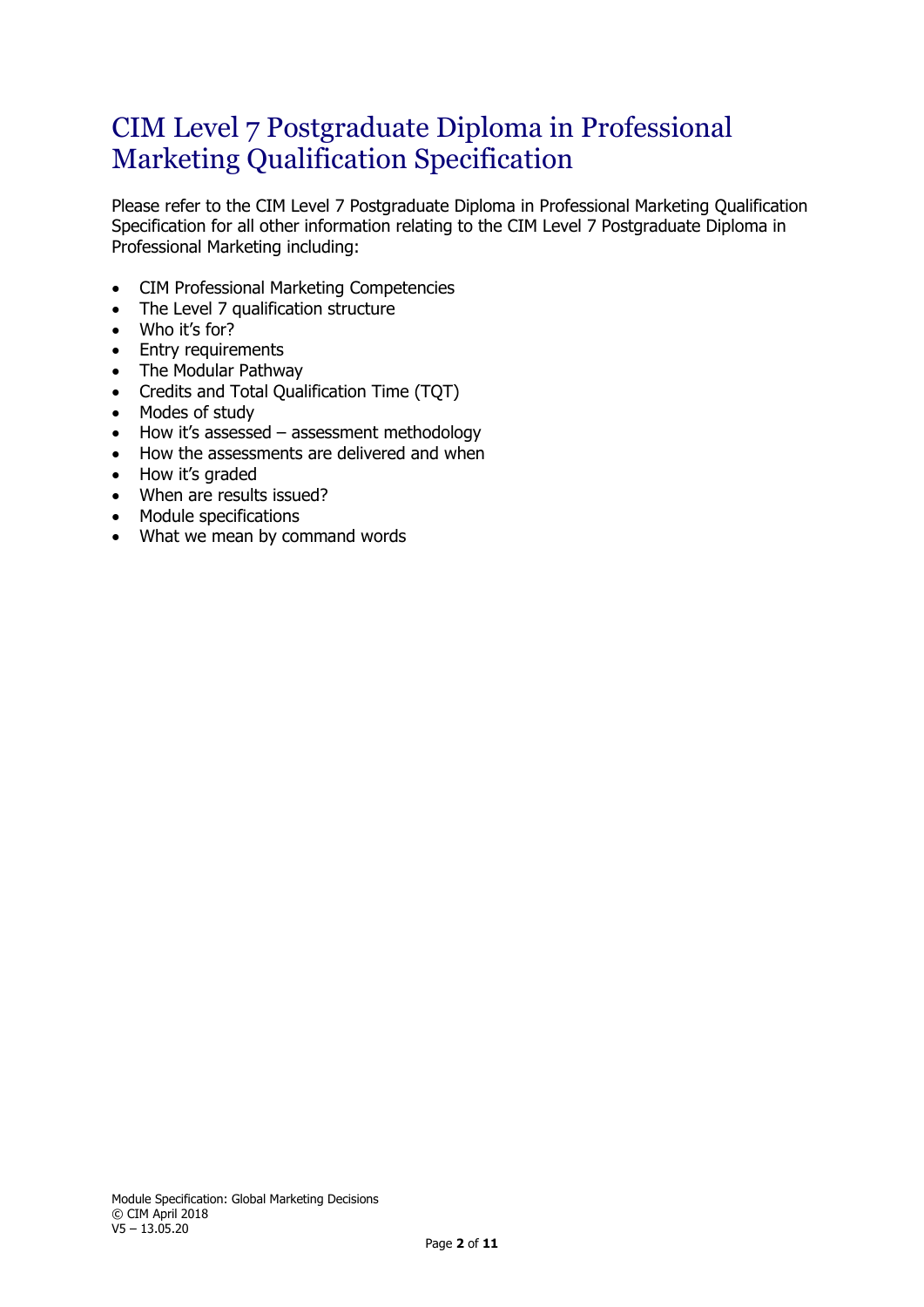# CIM Level 7 Postgraduate Diploma in Professional Marketing Qualification Specification

Please refer to the CIM Level 7 Postgraduate Diploma in Professional Marketing Qualification Specification for all other information relating to the CIM Level 7 Postgraduate Diploma in Professional Marketing including:

- CIM Professional Marketing Competencies
- The Level 7 qualification structure
- Who it's for?
- Entry requirements
- The Modular Pathway
- Credits and Total Qualification Time (TQT)
- Modes of study
- How it's assessed – assessment methodology
- How the assessments are delivered and when
- How it's graded
- When are results issued?
- Module specifications
- What we mean by command words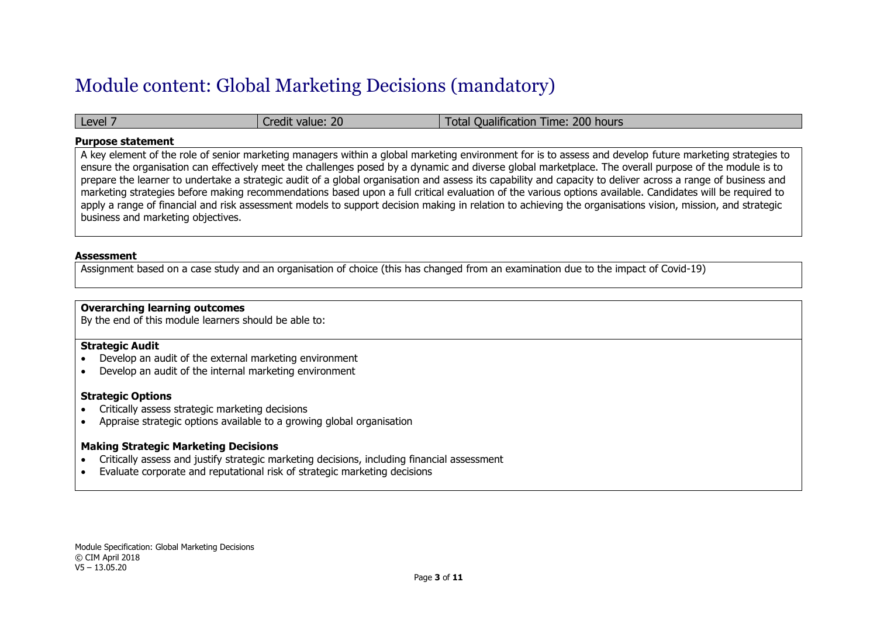# Module content: Global Marketing Decisions (mandatory)

| Level 7 | Credit value: 20 | Total Qualification Time: 200 hours |
| --- | --- | --- |

**Purpose statement**

A key element of the role of senior marketing managers within a global marketing environment for is to assess and develop future marketing strategies to ensure the organisation can effectively meet the challenges posed by a dynamic and diverse global marketplace. The overall purpose of the module is to prepare the learner to undertake a strategic audit of a global organisation and assess its capability and capacity to deliver across a range of business and marketing strategies before making recommendations based upon a full critical evaluation of the various options available. Candidates will be required to apply a range of financial and risk assessment models to support decision making in relation to achieving the organisations vision, mission, and strategic business and marketing objectives.

**Assessment**

Assignment based on a case study and an organisation of choice (this has changed from an examination due to the impact of Covid-19)

**Overarching learning outcomes**

By the end of this module learners should be able to:

**Strategic Audit**

- Develop an audit of the external marketing environment
- Develop an audit of the internal marketing environment

**Strategic Options**

- Critically assess strategic marketing decisions
- Appraise strategic options available to a growing global organisation

**Making Strategic Marketing Decisions**

- Critically assess and justify strategic marketing decisions, including financial assessment
- Evaluate corporate and reputational risk of strategic marketing decisions

Module Specification: Global Marketing Decisions
© CIM April 2018
V5 – 13.05.20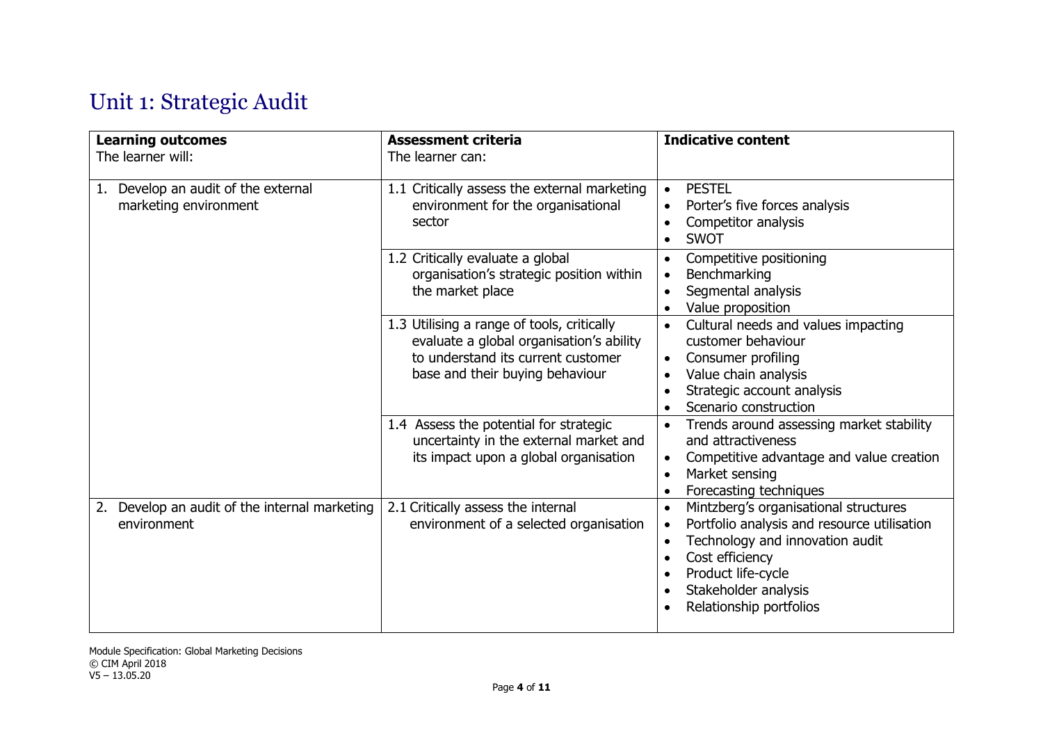# Unit 1: Strategic Audit

| **Learning outcomes**<br>The learner will: | **Assessment criteria**<br>The learner can: | **Indicative content** |
|---|---|---|
| 1. Develop an audit of the external marketing environment | 1.1 Critically assess the external marketing environment for the organisational sector | • PESTEL<br>• Porter's five forces analysis<br>• Competitor analysis<br>• SWOT |
| | 1.2 Critically evaluate a global organisation's strategic position within the market place | • Competitive positioning<br>• Benchmarking<br>• Segmental analysis<br>• Value proposition |
| | 1.3 Utilising a range of tools, critically evaluate a global organisation's ability to understand its current customer base and their buying behaviour | • Cultural needs and values impacting customer behaviour<br>• Consumer profiling<br>• Value chain analysis<br>• Strategic account analysis<br>• Scenario construction |
| | 1.4 Assess the potential for strategic uncertainty in the external market and its impact upon a global organisation | • Trends around assessing market stability and attractiveness<br>• Competitive advantage and value creation<br>• Market sensing<br>• Forecasting techniques |
| 2. Develop an audit of the internal marketing environment | 2.1 Critically assess the internal environment of a selected organisation | • Mintzberg's organisational structures<br>• Portfolio analysis and resource utilisation<br>• Technology and innovation audit<br>• Cost efficiency<br>• Product life-cycle<br>• Stakeholder analysis<br>• Relationship portfolios |

Module Specification: Global Marketing Decisions
© CIM April 2018
V5 – 13.05.20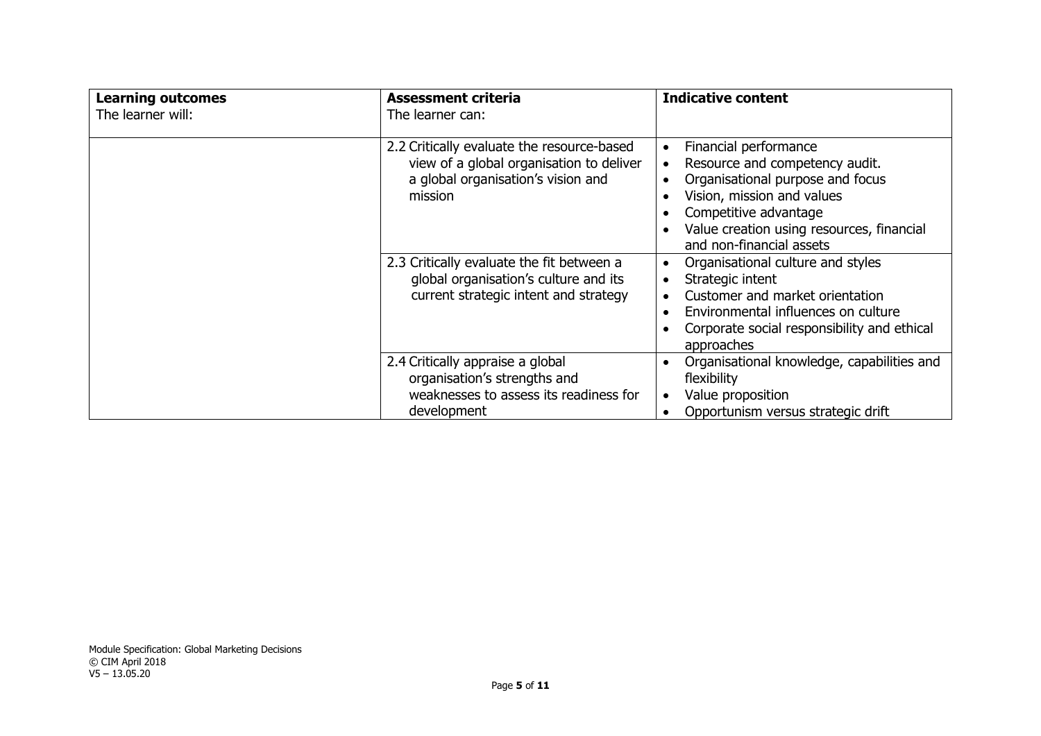| **Learning outcomes**<br>The learner will: | **Assessment criteria**<br>The learner can: | **Indicative content** |
|---|---|---|
| | 2.2 Critically evaluate the resource-based view of a global organisation to deliver a global organisation's vision and mission | • Financial performance<br>• Resource and competency audit.<br>• Organisational purpose and focus<br>• Vision, mission and values<br>• Competitive advantage<br>• Value creation using resources, financial and non-financial assets |
| | 2.3 Critically evaluate the fit between a global organisation's culture and its current strategic intent and strategy | • Organisational culture and styles<br>• Strategic intent<br>• Customer and market orientation<br>• Environmental influences on culture<br>• Corporate social responsibility and ethical approaches |
| | 2.4 Critically appraise a global organisation's strengths and weaknesses to assess its readiness for development | • Organisational knowledge, capabilities and flexibility<br>• Value proposition<br>• Opportunism versus strategic drift |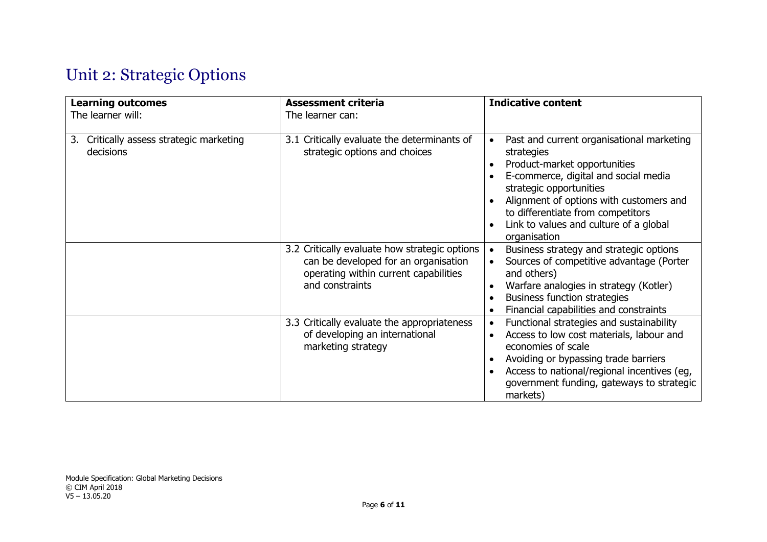# Unit 2: Strategic Options

| **Learning outcomes**<br>The learner will: | **Assessment criteria**<br>The learner can: | **Indicative content** |
|---|---|---|
| 3. Critically assess strategic marketing decisions | 3.1 Critically evaluate the determinants of strategic options and choices | • Past and current organisational marketing strategies<br>• Product-market opportunities<br>• E-commerce, digital and social media strategic opportunities<br>• Alignment of options with customers and to differentiate from competitors<br>• Link to values and culture of a global organisation |
| | 3.2 Critically evaluate how strategic options can be developed for an organisation operating within current capabilities and constraints | • Business strategy and strategic options<br>• Sources of competitive advantage (Porter and others)<br>• Warfare analogies in strategy (Kotler)<br>• Business function strategies<br>• Financial capabilities and constraints |
| | 3.3 Critically evaluate the appropriateness of developing an international marketing strategy | • Functional strategies and sustainability<br>• Access to low cost materials, labour and economies of scale<br>• Avoiding or bypassing trade barriers<br>• Access to national/regional incentives (eg, government funding, gateways to strategic markets) |

Module Specification: Global Marketing Decisions
© CIM April 2018
V5 – 13.05.20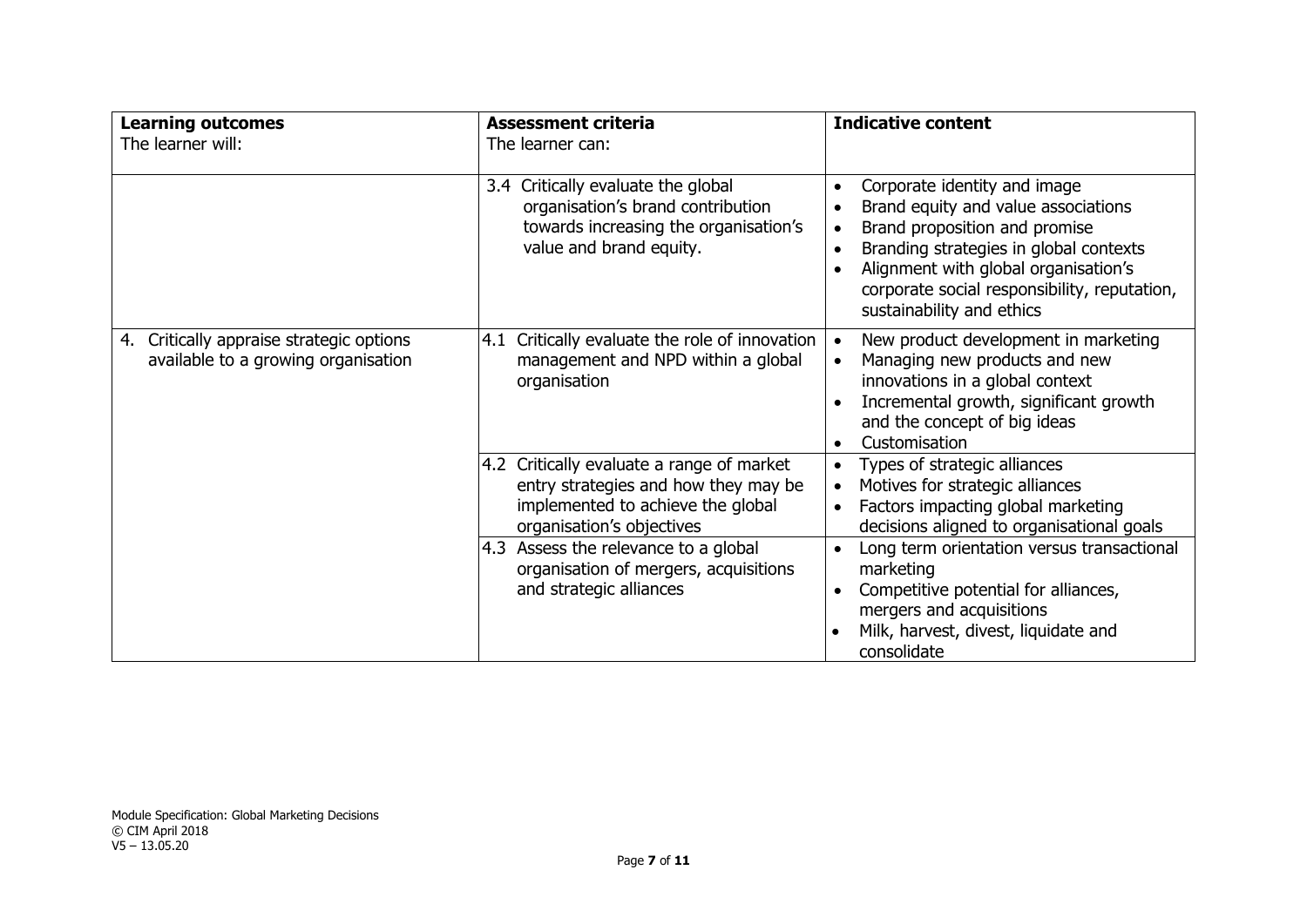| **Learning outcomes**<br>The learner will: | **Assessment criteria**<br>The learner can: | **Indicative content** |
|---|---|---|
| | 3.4 Critically evaluate the global organisation's brand contribution towards increasing the organisation's value and brand equity. | • Corporate identity and image<br>• Brand equity and value associations<br>• Brand proposition and promise<br>• Branding strategies in global contexts<br>• Alignment with global organisation's corporate social responsibility, reputation, sustainability and ethics |
| 4. Critically appraise strategic options available to a growing organisation | 4.1 Critically evaluate the role of innovation management and NPD within a global organisation | • New product development in marketing<br>• Managing new products and new innovations in a global context<br>• Incremental growth, significant growth and the concept of big ideas<br>• Customisation |
| | 4.2 Critically evaluate a range of market entry strategies and how they may be implemented to achieve the global organisation's objectives | • Types of strategic alliances<br>• Motives for strategic alliances<br>• Factors impacting global marketing decisions aligned to organisational goals |
| | 4.3 Assess the relevance to a global organisation of mergers, acquisitions and strategic alliances | • Long term orientation versus transactional marketing<br>• Competitive potential for alliances, mergers and acquisitions<br>• Milk, harvest, divest, liquidate and consolidate |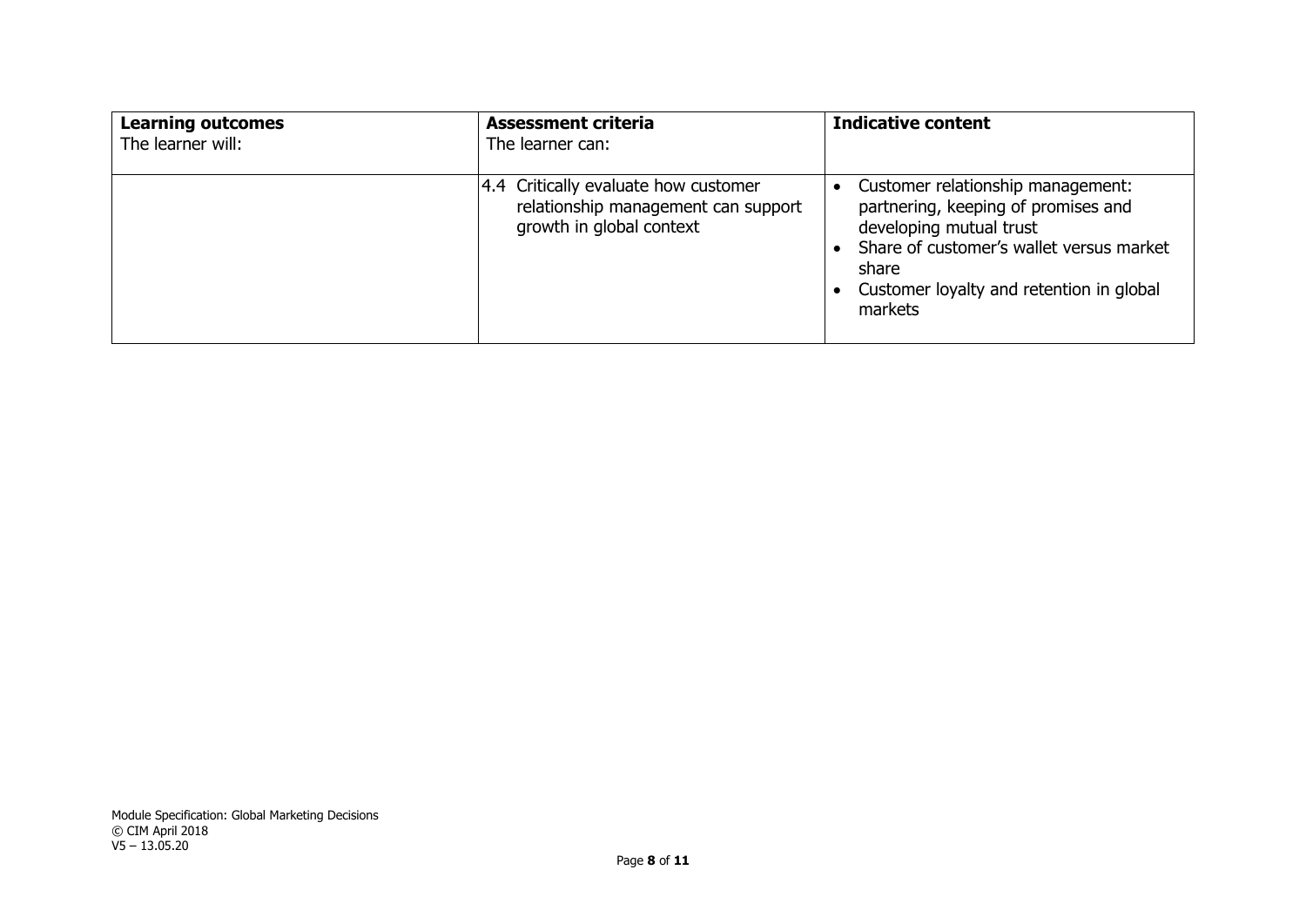| **Learning outcomes**<br>The learner will: | **Assessment criteria**<br>The learner can: | **Indicative content** |
|---|---|---|
| | 4.4 Critically evaluate how customer relationship management can support growth in global context | • Customer relationship management: partnering, keeping of promises and developing mutual trust<br>• Share of customer's wallet versus market share<br>• Customer loyalty and retention in global markets |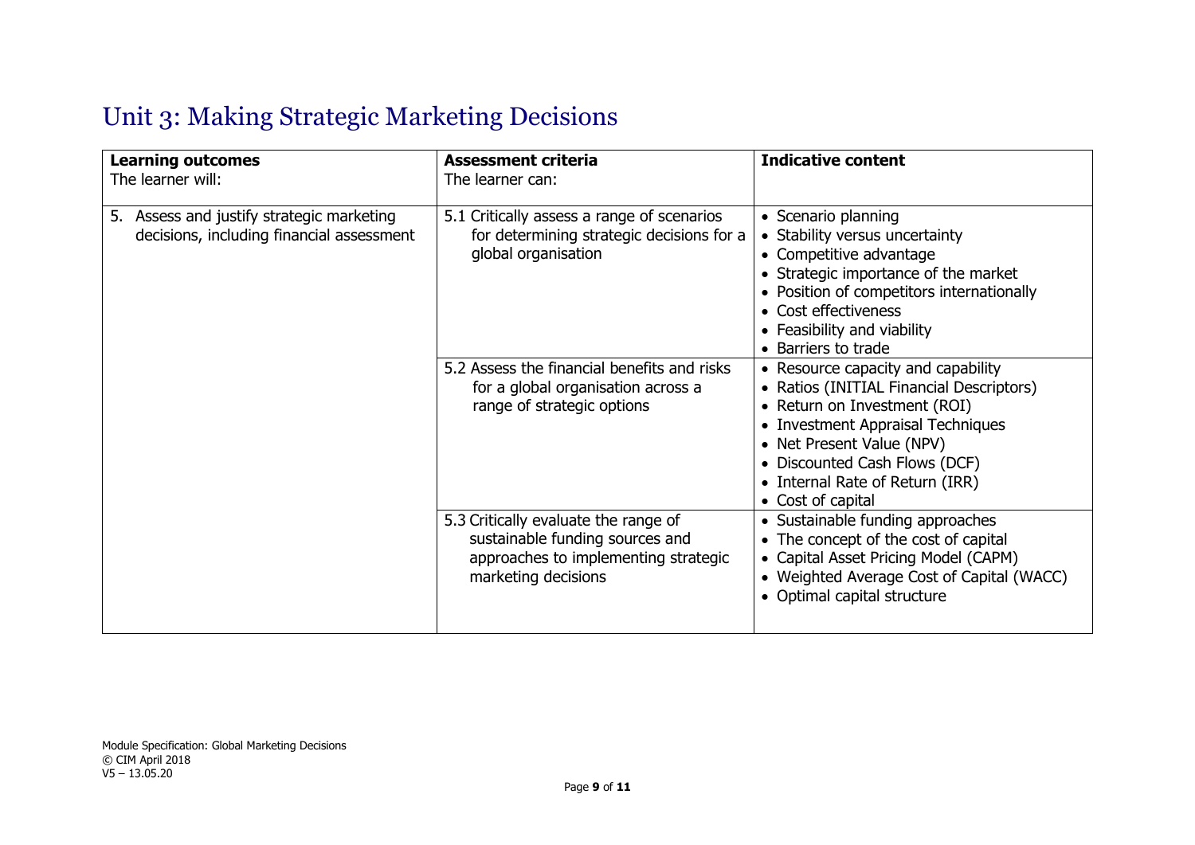# Unit 3: Making Strategic Marketing Decisions

| **Learning outcomes**<br>The learner will: | **Assessment criteria**<br>The learner can: | **Indicative content** |
| --- | --- | --- |
| 5. Assess and justify strategic marketing decisions, including financial assessment | 5.1 Critically assess a range of scenarios for determining strategic decisions for a global organisation | • Scenario planning<br>• Stability versus uncertainty<br>• Competitive advantage<br>• Strategic importance of the market<br>• Position of competitors internationally<br>• Cost effectiveness<br>• Feasibility and viability<br>• Barriers to trade |
| | 5.2 Assess the financial benefits and risks for a global organisation across a range of strategic options | • Resource capacity and capability<br>• Ratios (INITIAL Financial Descriptors)<br>• Return on Investment (ROI)<br>• Investment Appraisal Techniques<br>• Net Present Value (NPV)<br>• Discounted Cash Flows (DCF)<br>• Internal Rate of Return (IRR)<br>• Cost of capital |
| | 5.3 Critically evaluate the range of sustainable funding sources and approaches to implementing strategic marketing decisions | • Sustainable funding approaches<br>• The concept of the cost of capital<br>• Capital Asset Pricing Model (CAPM)<br>• Weighted Average Cost of Capital (WACC)<br>• Optimal capital structure |

Module Specification: Global Marketing Decisions
© CIM April 2018
V5 – 13.05.20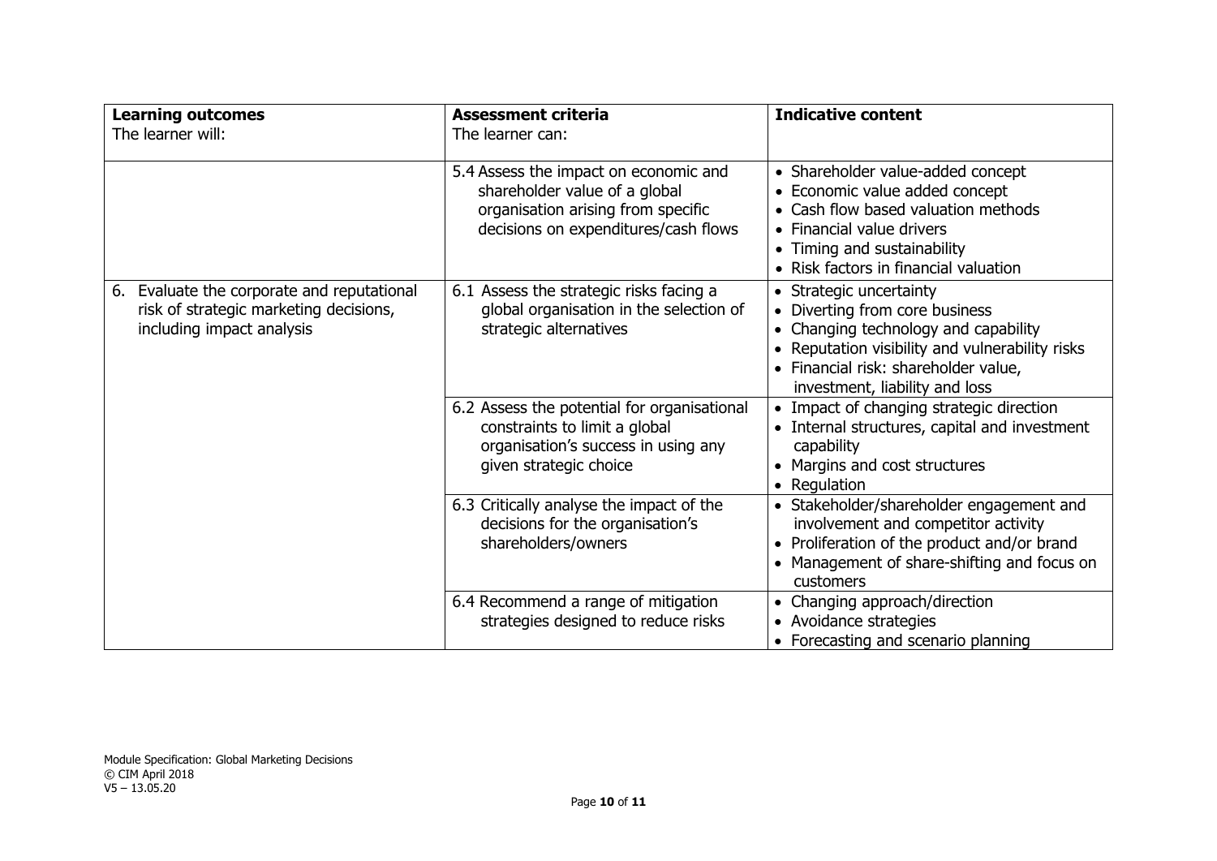| **Learning outcomes**<br>The learner will: | **Assessment criteria**<br>The learner can: | **Indicative content** |
|---|---|---|
| | 5.4 Assess the impact on economic and shareholder value of a global organisation arising from specific decisions on expenditures/cash flows | • Shareholder value-added concept<br>• Economic value added concept<br>• Cash flow based valuation methods<br>• Financial value drivers<br>• Timing and sustainability<br>• Risk factors in financial valuation |
| 6. Evaluate the corporate and reputational risk of strategic marketing decisions, including impact analysis | 6.1 Assess the strategic risks facing a global organisation in the selection of strategic alternatives | • Strategic uncertainty<br>• Diverting from core business<br>• Changing technology and capability<br>• Reputation visibility and vulnerability risks<br>• Financial risk: shareholder value, investment, liability and loss |
| | 6.2 Assess the potential for organisational constraints to limit a global organisation's success in using any given strategic choice | • Impact of changing strategic direction<br>• Internal structures, capital and investment capability<br>• Margins and cost structures<br>• Regulation |
| | 6.3 Critically analyse the impact of the decisions for the organisation's shareholders/owners | • Stakeholder/shareholder engagement and involvement and competitor activity<br>• Proliferation of the product and/or brand<br>• Management of share-shifting and focus on customers |
| | 6.4 Recommend a range of mitigation strategies designed to reduce risks | • Changing approach/direction<br>• Avoidance strategies<br>• Forecasting and scenario planning |

Module Specification: Global Marketing Decisions
© CIM April 2018
V5 – 13.05.20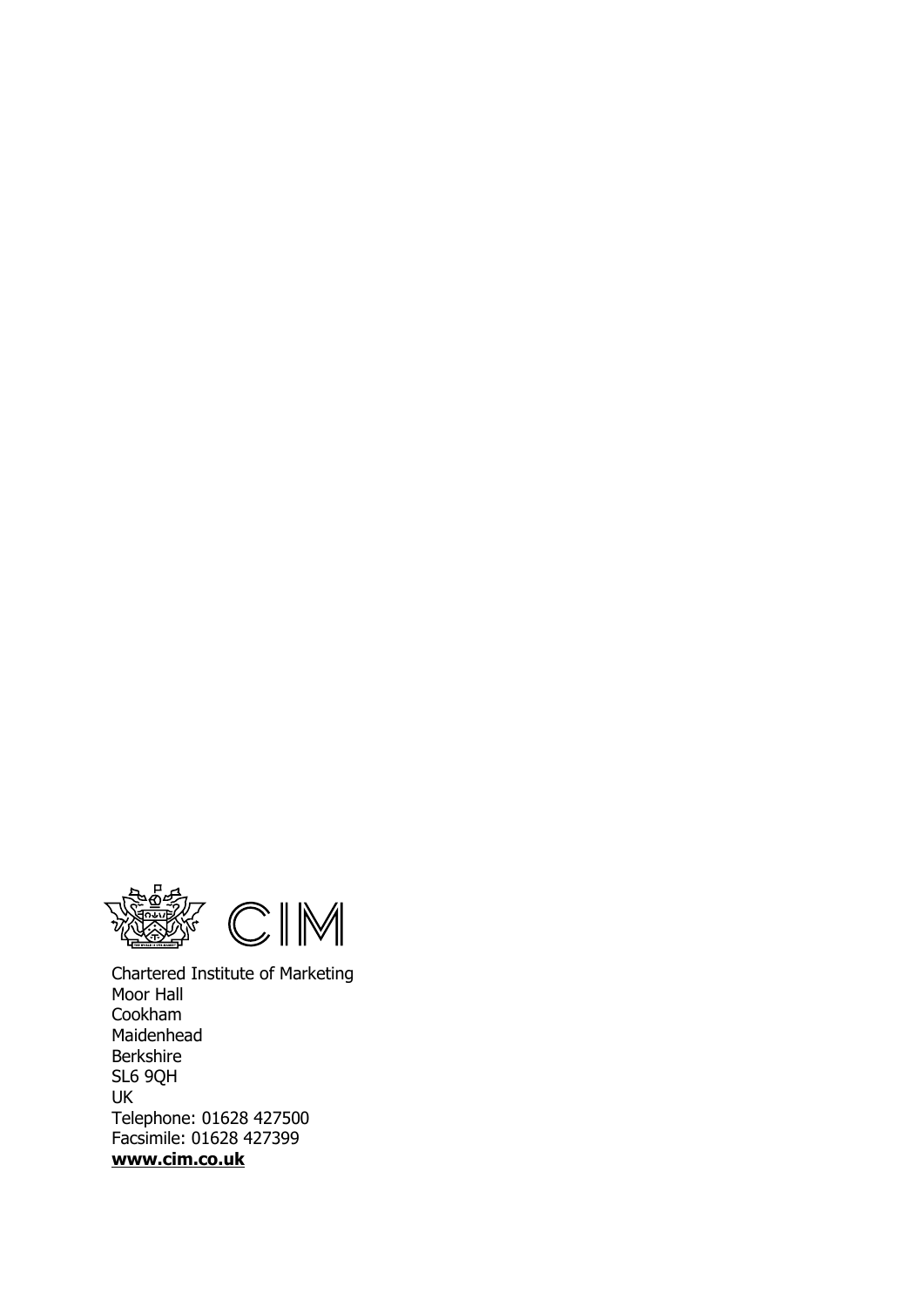Chartered Institute of Marketing
Moor Hall
Cookham
Maidenhead
Berkshire
SL6 9QH
UK
Telephone: 01628 427500
Facsimile: 01628 427399
**www.cim.co.uk**